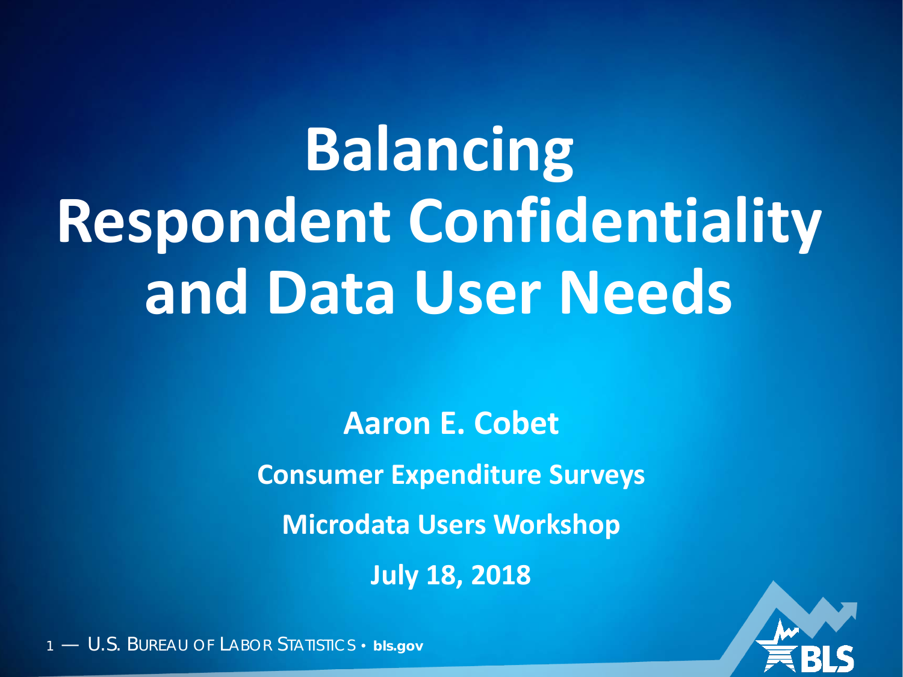# Balancing Respondent Confidentiality and Data User Needs

**Aaron E. Cobet**

**Consumer Expenditure Surveys**

**Microdata Users Workshop**

**July 18, 2018**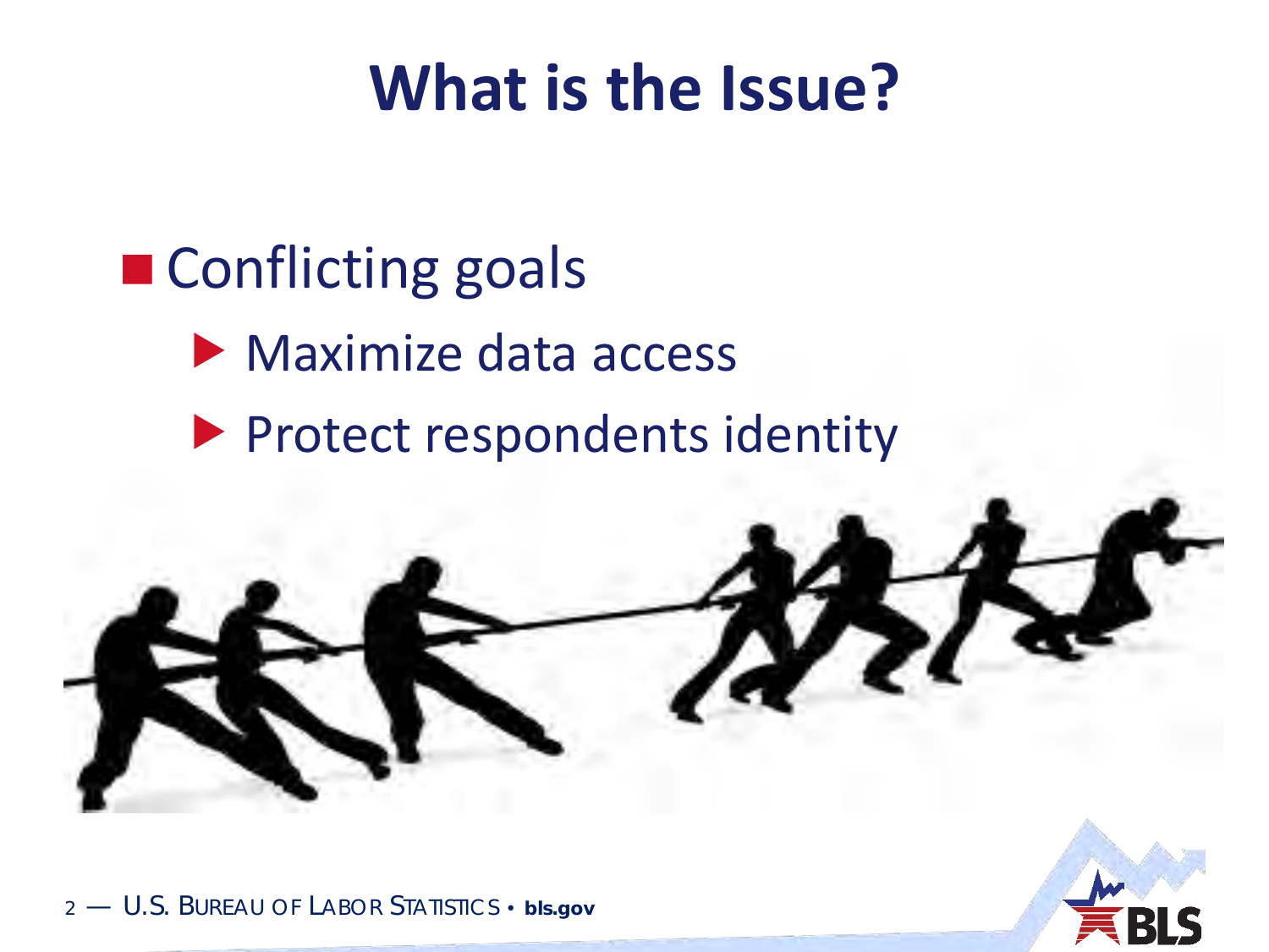# What is the Issue?

- Conflicting goals
  - Maximize data access
  - Protect respondents identity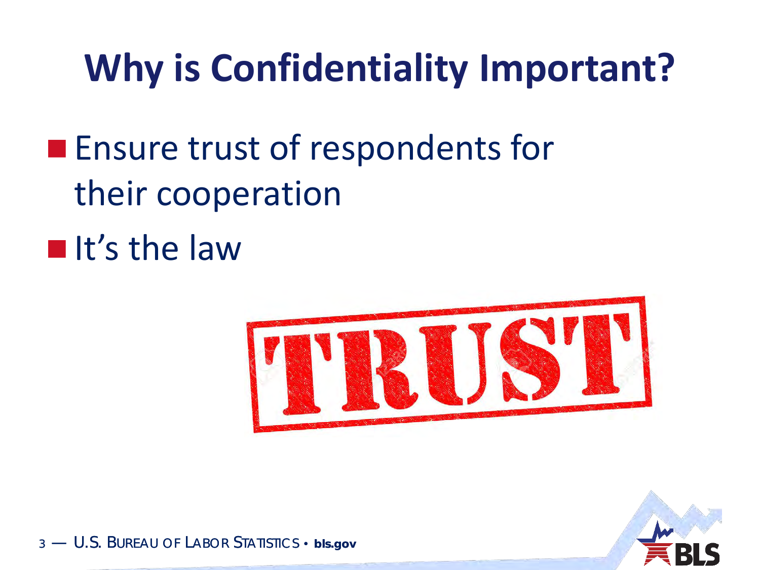# Why is Confidentiality Important?

- Ensure trust of respondents for their cooperation
- It's the law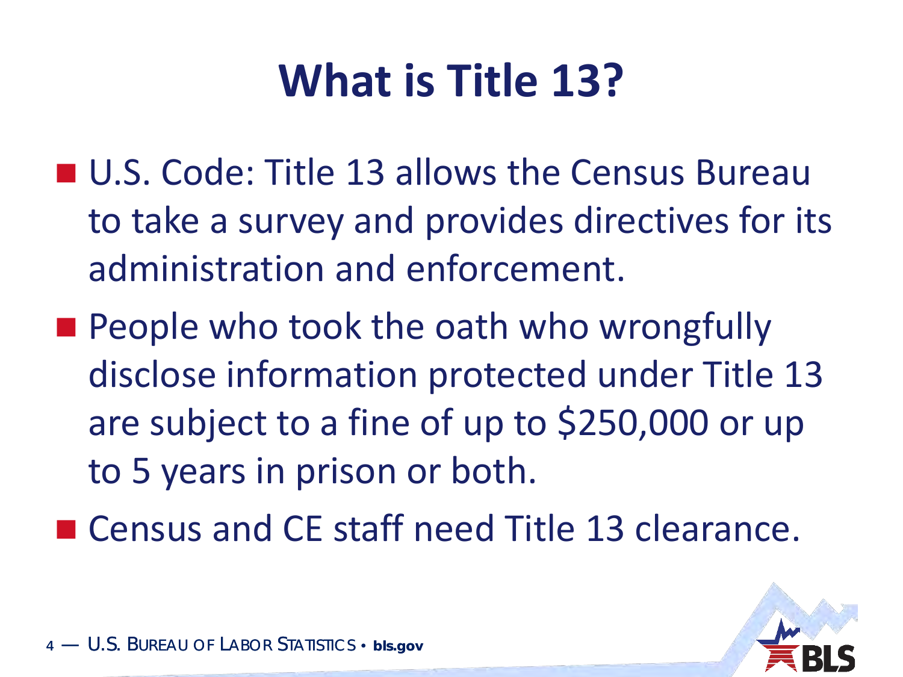# What is Title 13?

- U.S. Code: Title 13 allows the Census Bureau to take a survey and provides directives for its administration and enforcement.
- People who took the oath who wrongfully disclose information protected under Title 13 are subject to a fine of up to $250,000 or up to 5 years in prison or both.
- Census and CE staff need Title 13 clearance.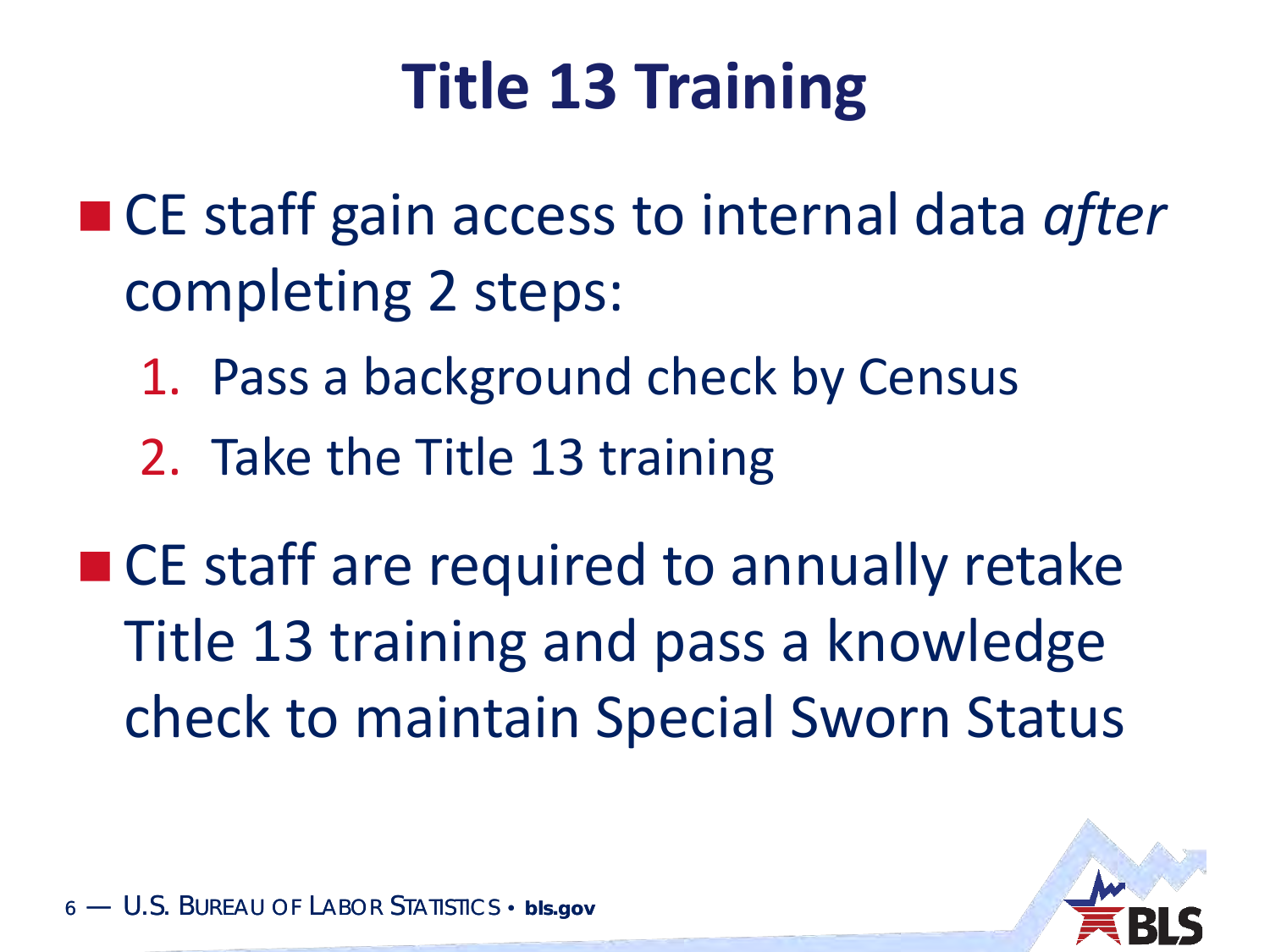# Title 13 Training

- CE staff gain access to internal data *after* completing 2 steps:
  1. Pass a background check by Census
  2. Take the Title 13 training
- CE staff are required to annually retake Title 13 training and pass a knowledge check to maintain Special Sworn Status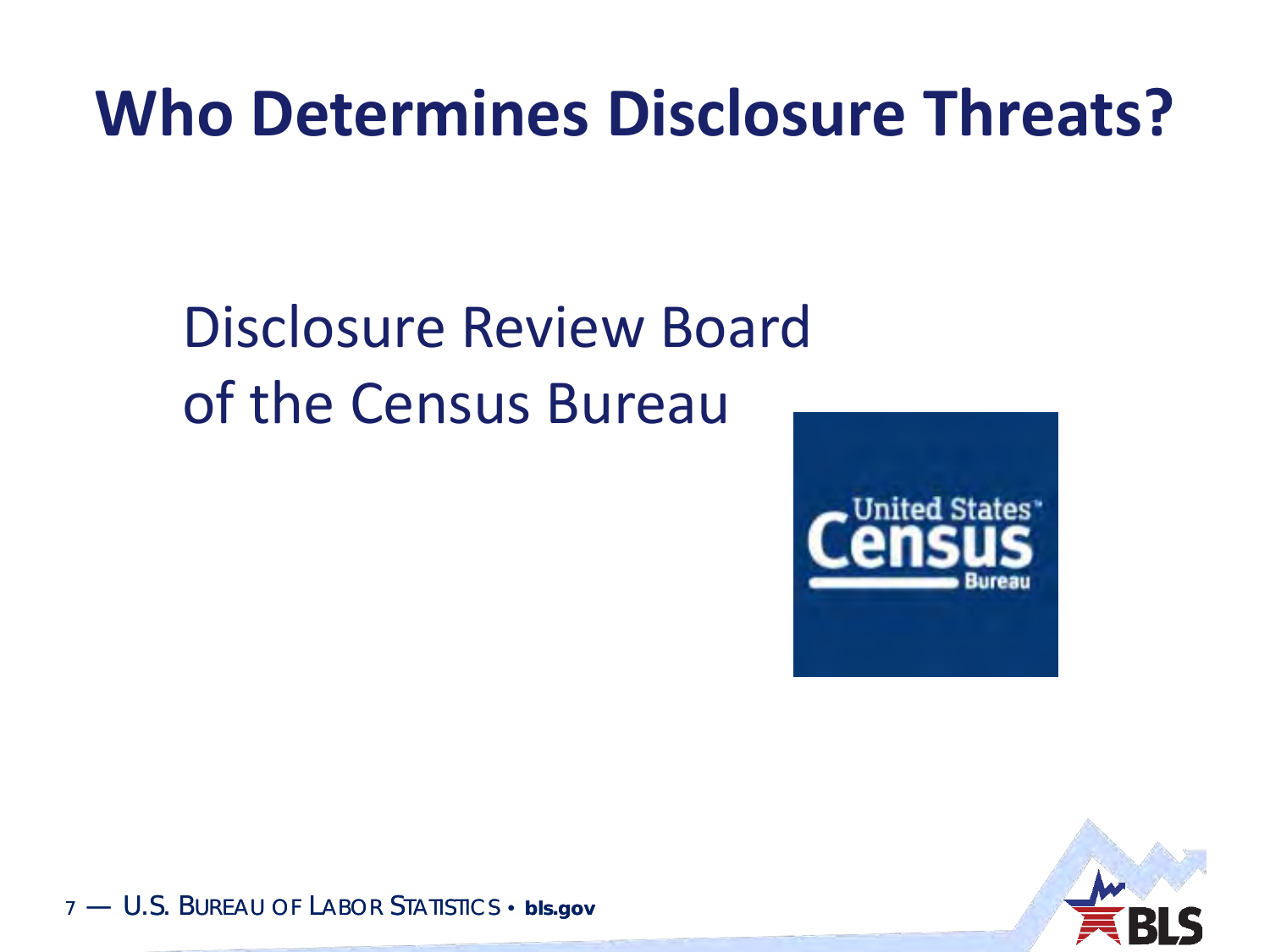# Who Determines Disclosure Threats?

Disclosure Review Board
of the Census Bureau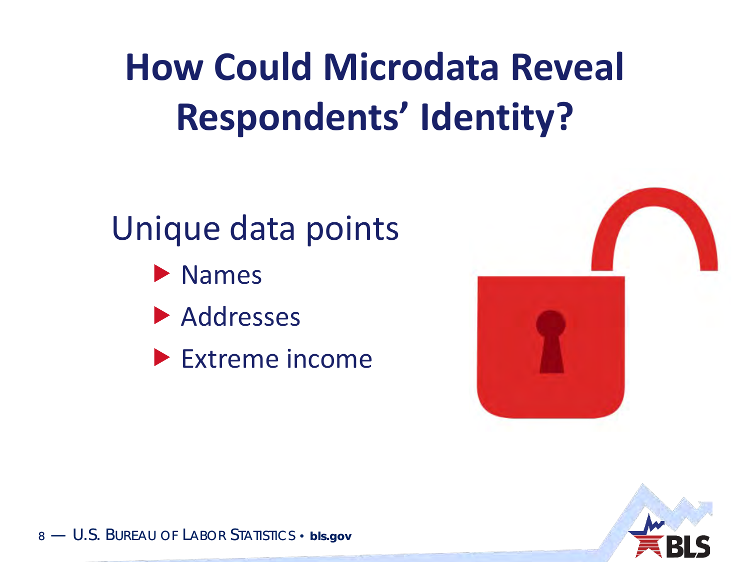# How Could Microdata Reveal Respondents' Identity?

Unique data points

- Names
- Addresses
- Extreme income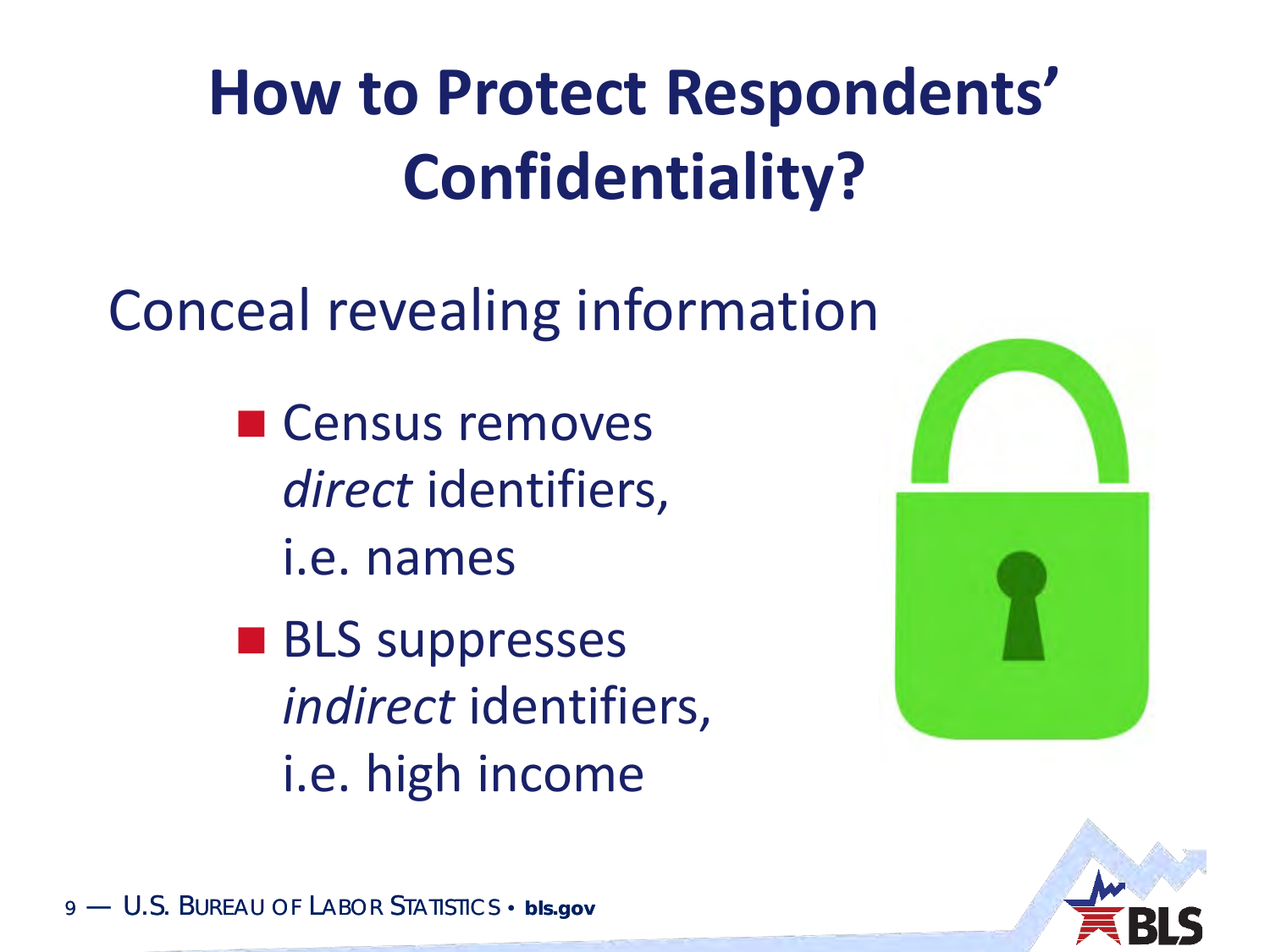# How to Protect Respondents' Confidentiality?

Conceal revealing information

- Census removes *direct* identifiers, i.e. names
- BLS suppresses *indirect* identifiers, i.e. high income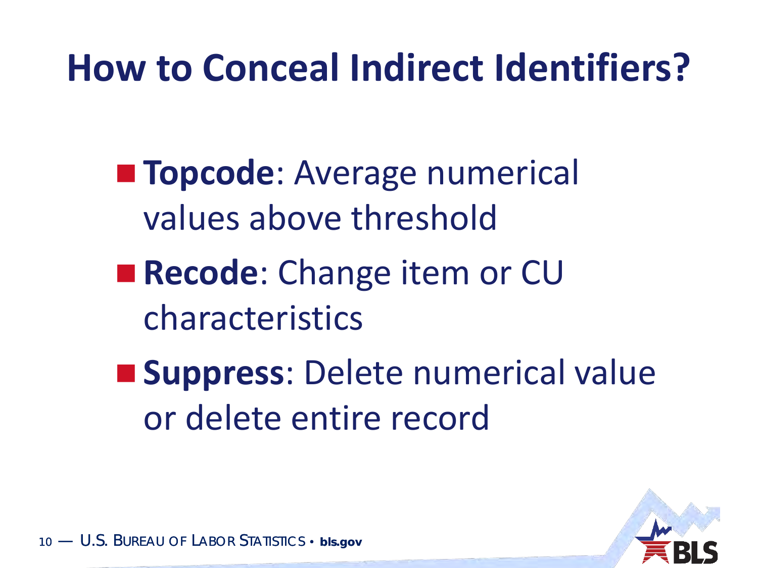# How to Conceal Indirect Identifiers?

- **Topcode**: Average numerical values above threshold
- **Recode**: Change item or CU characteristics
- **Suppress**: Delete numerical value or delete entire record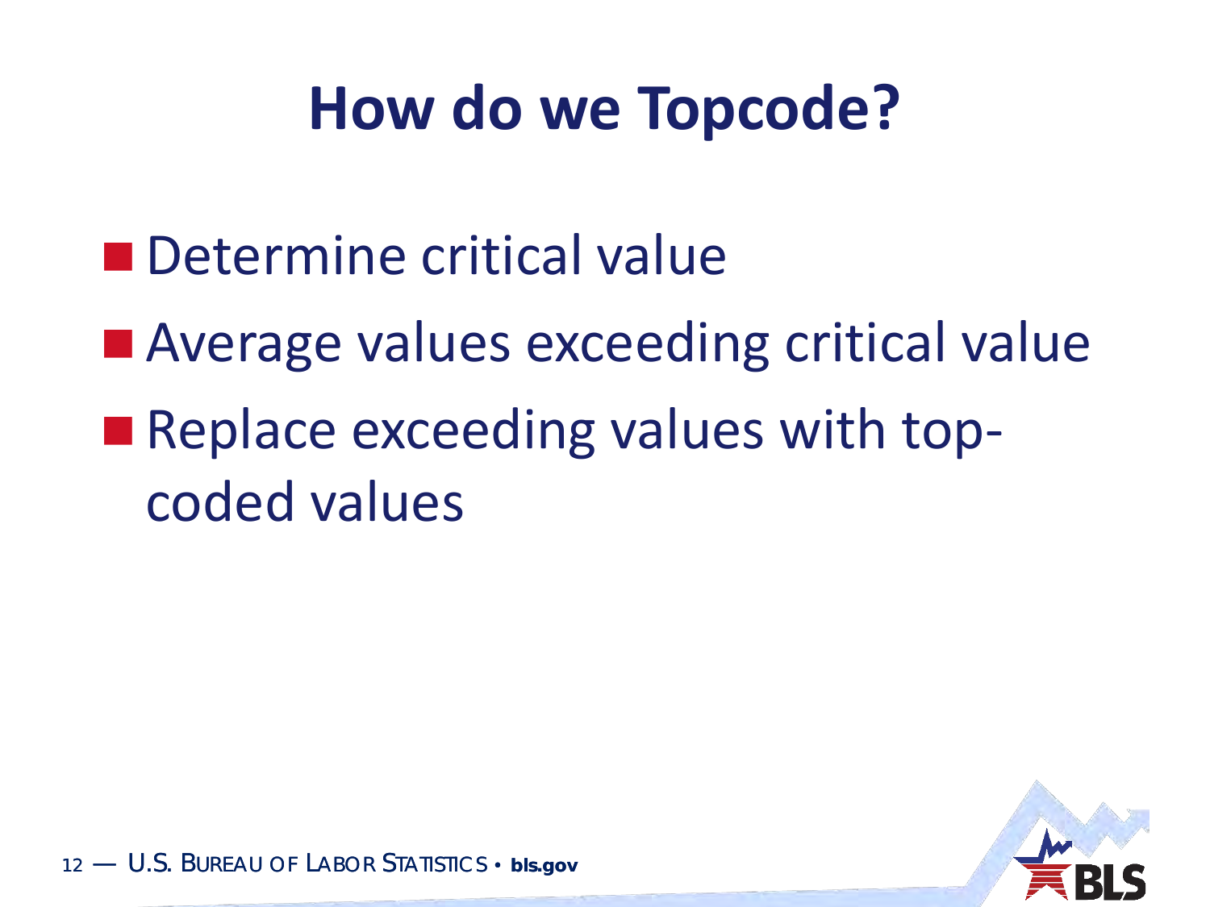# How do we Topcode?

- Determine critical value
- Average values exceeding critical value
- Replace exceeding values with top-coded values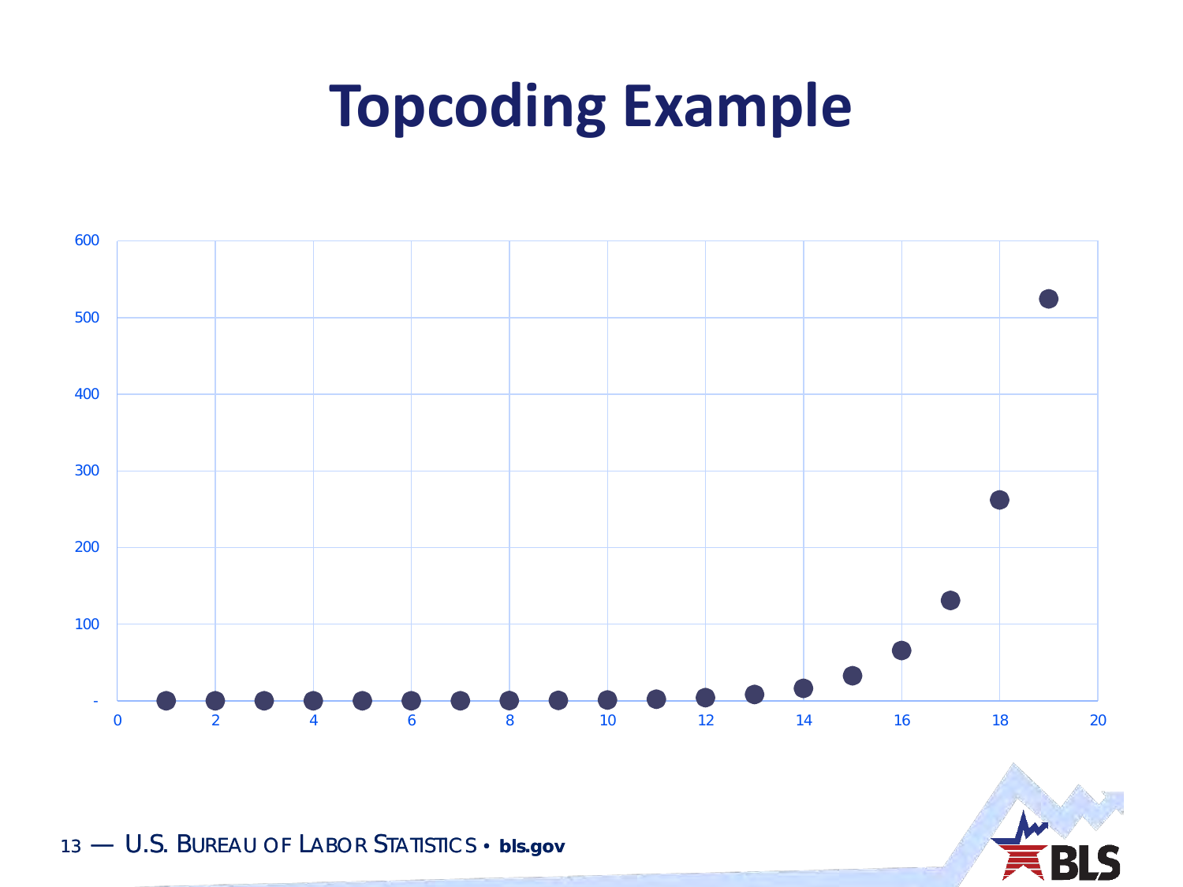# Topcoding Example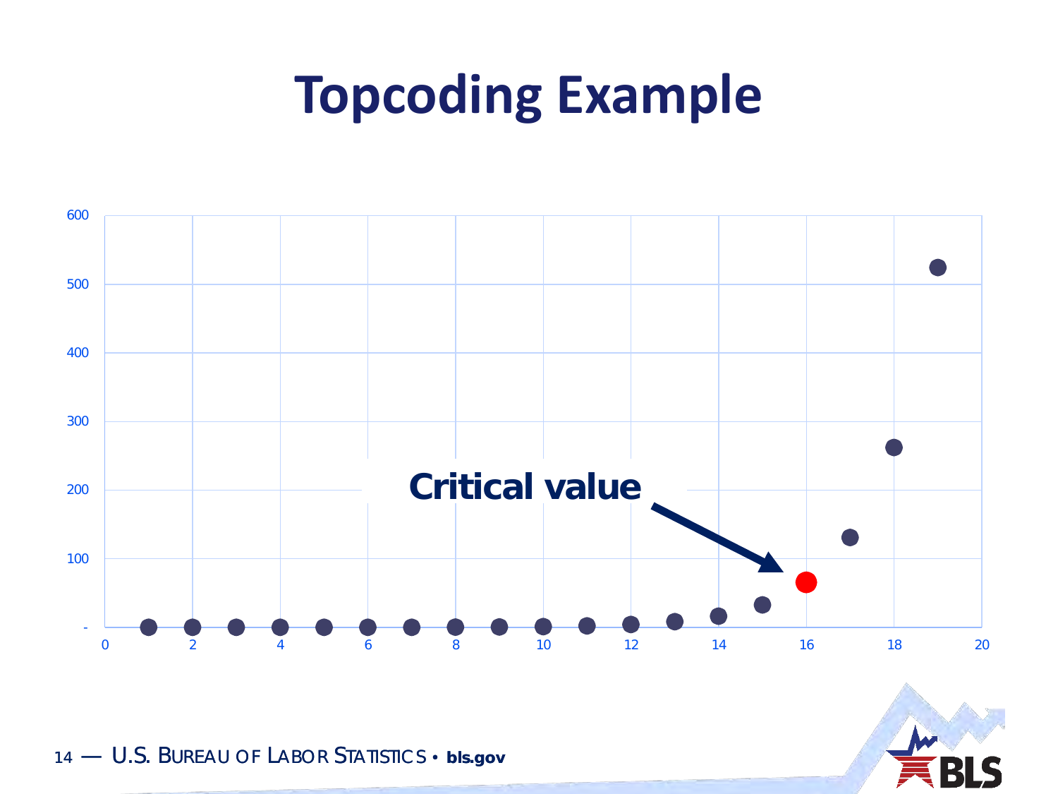# Topcoding Example

Critical value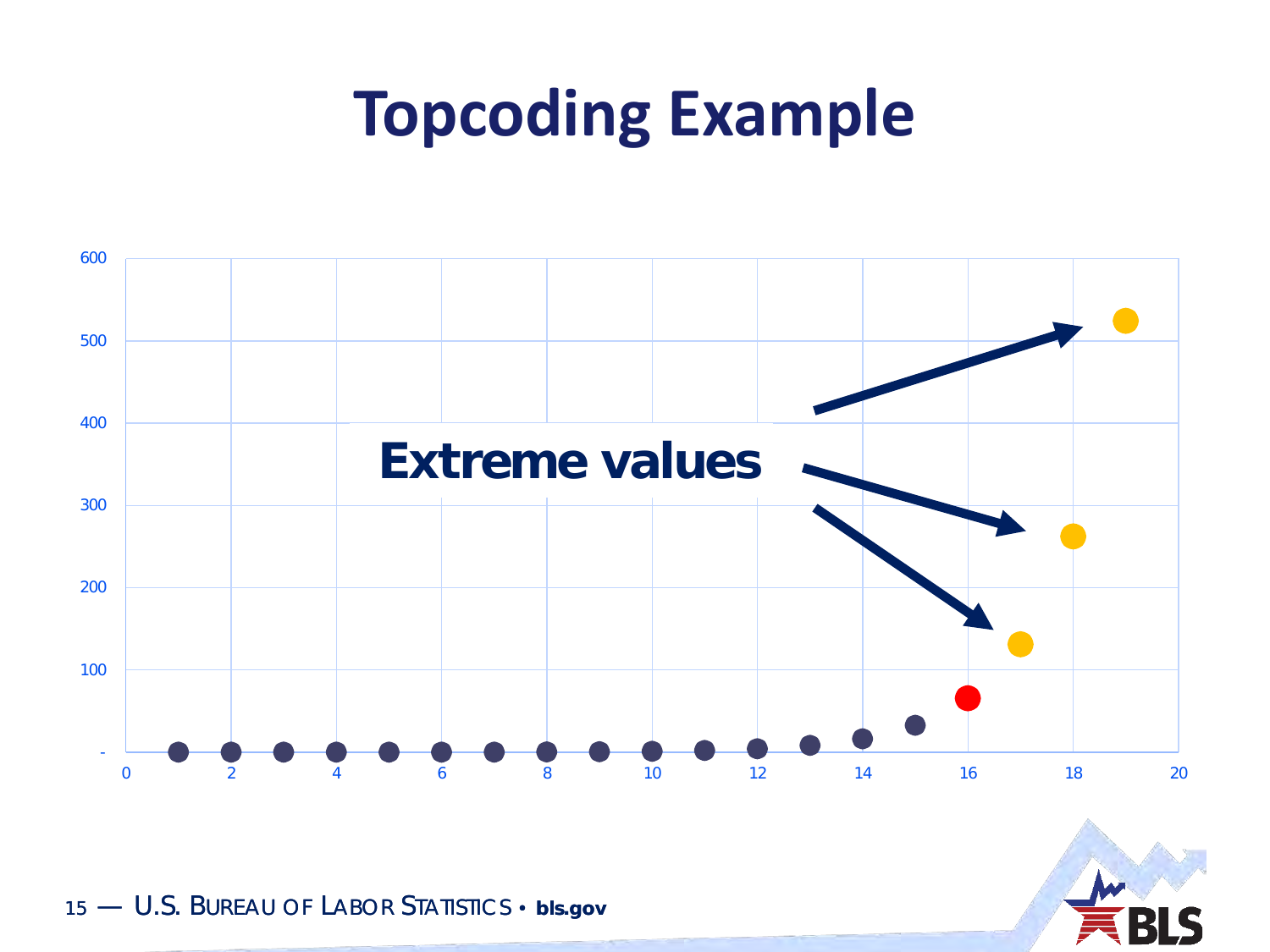# Topcoding Example

Extreme values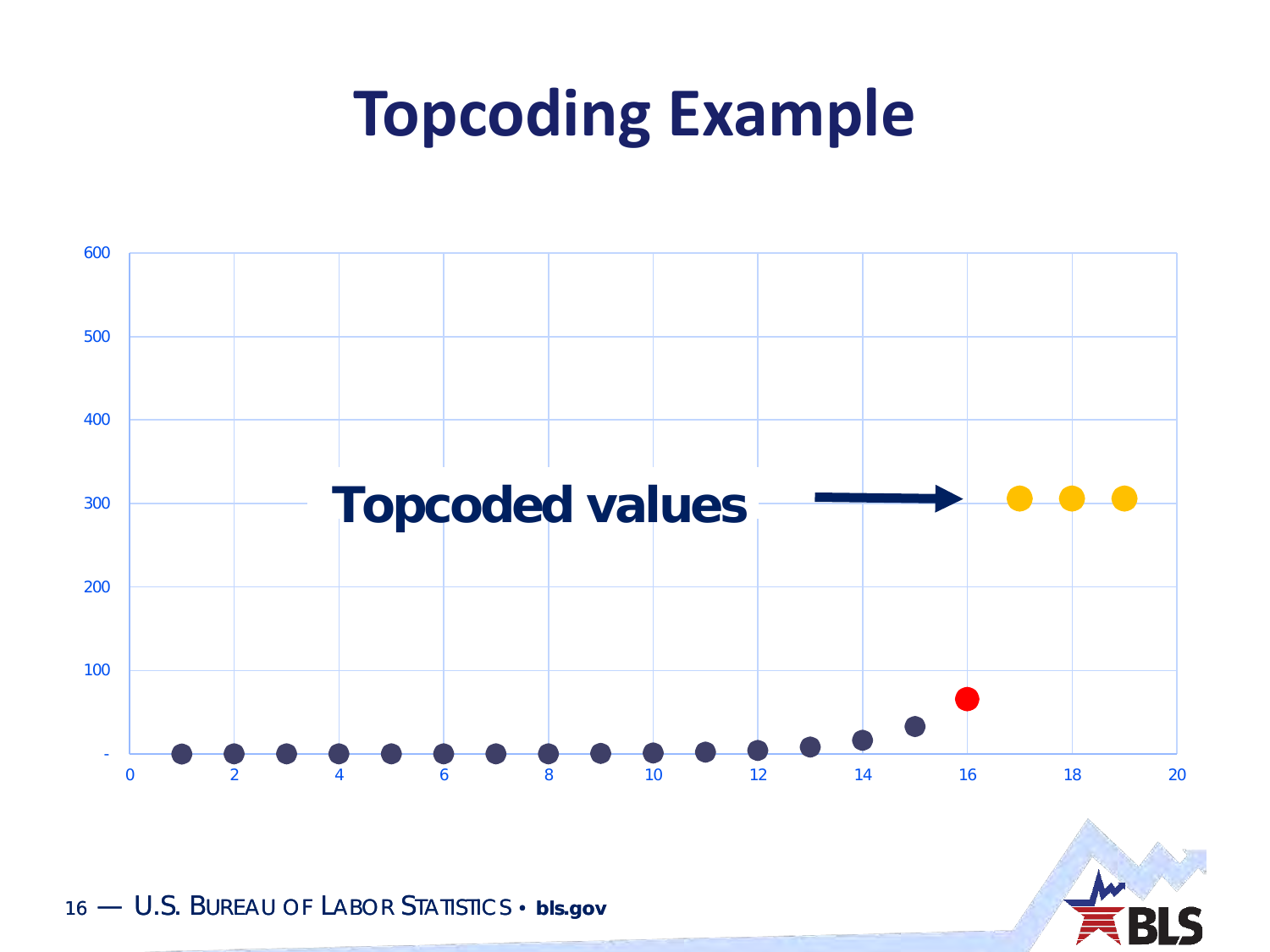# Topcoding Example

Topcoded values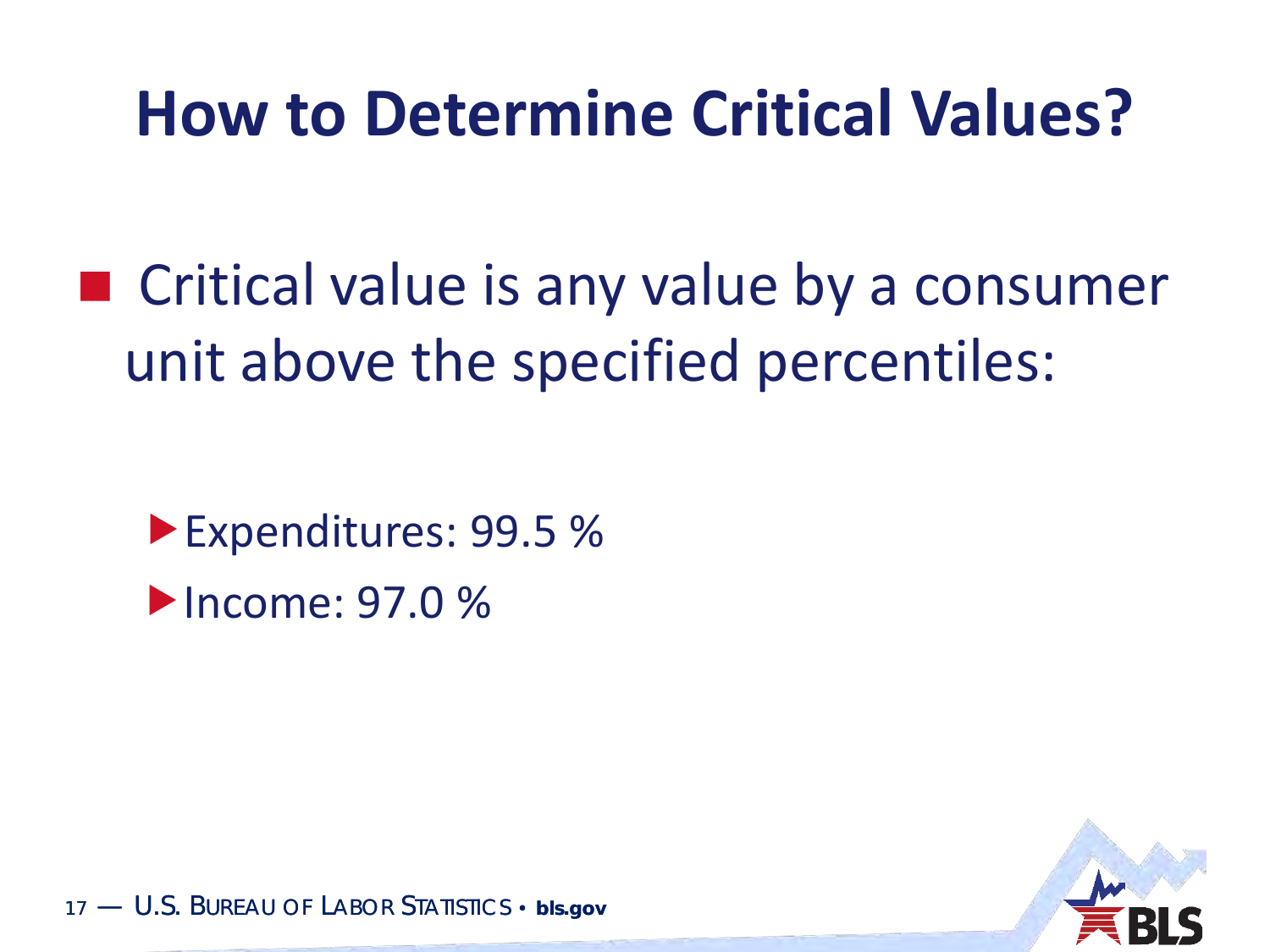# How to Determine Critical Values?

- Critical value is any value by a consumer unit above the specified percentiles:
  - Expenditures: 99.5 %
  - Income: 97.0 %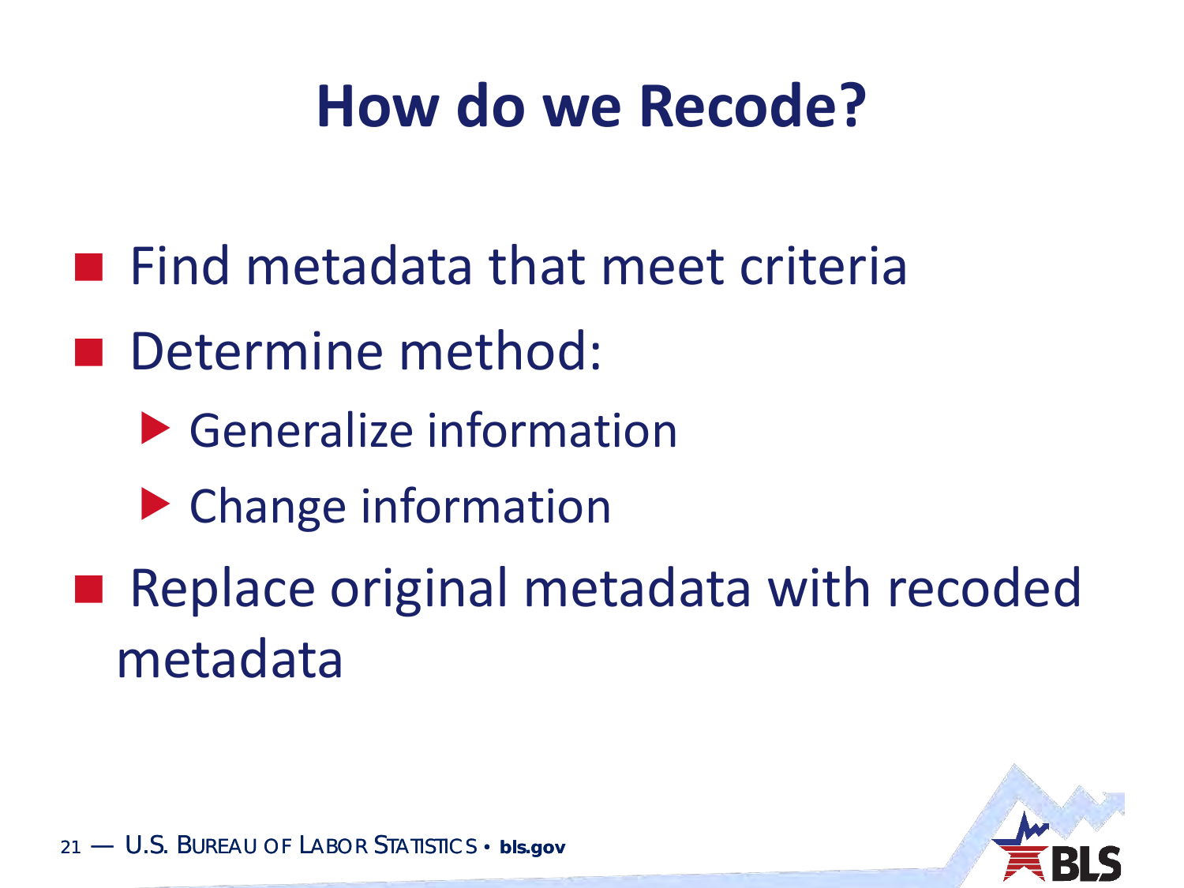# How do we Recode?

- Find metadata that meet criteria
- Determine method:
  - Generalize information
  - Change information
- Replace original metadata with recoded metadata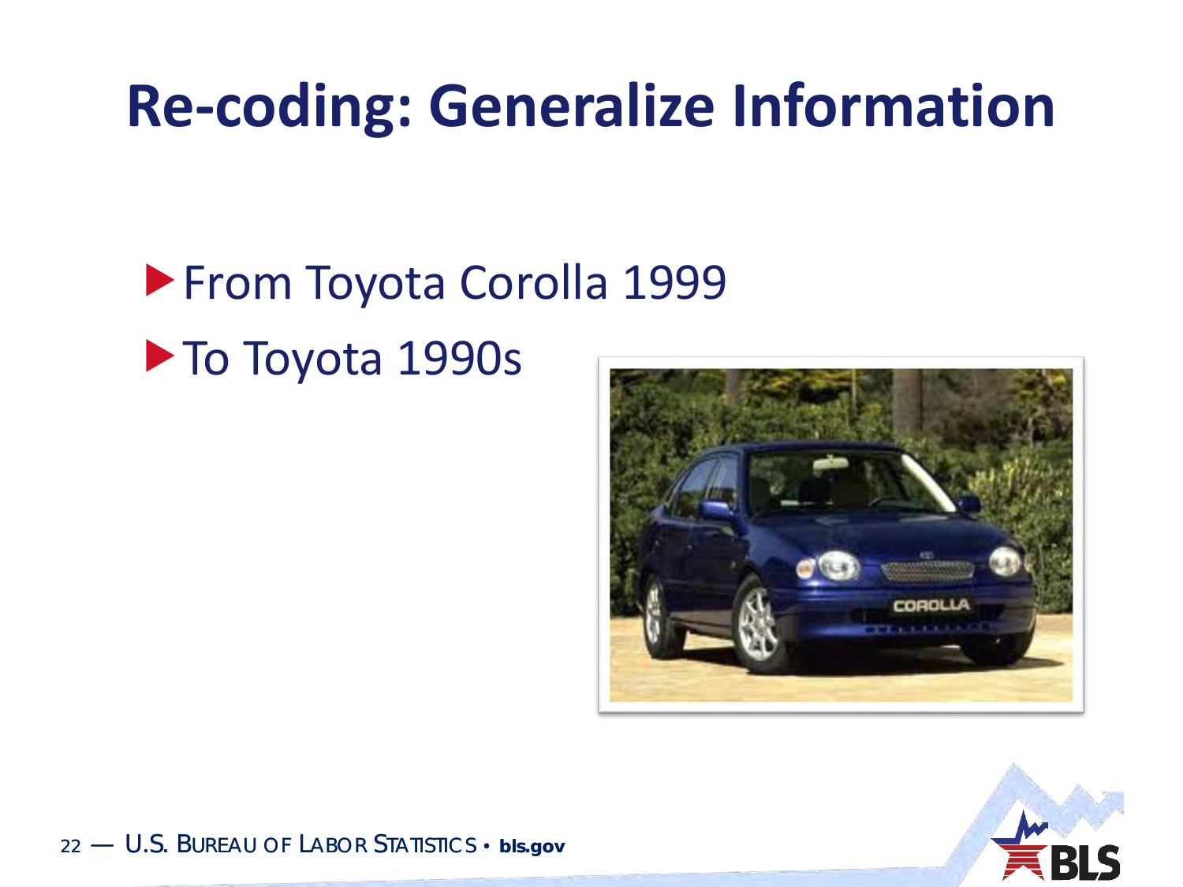# Re-coding: Generalize Information

- From Toyota Corolla 1999
- To Toyota 1990s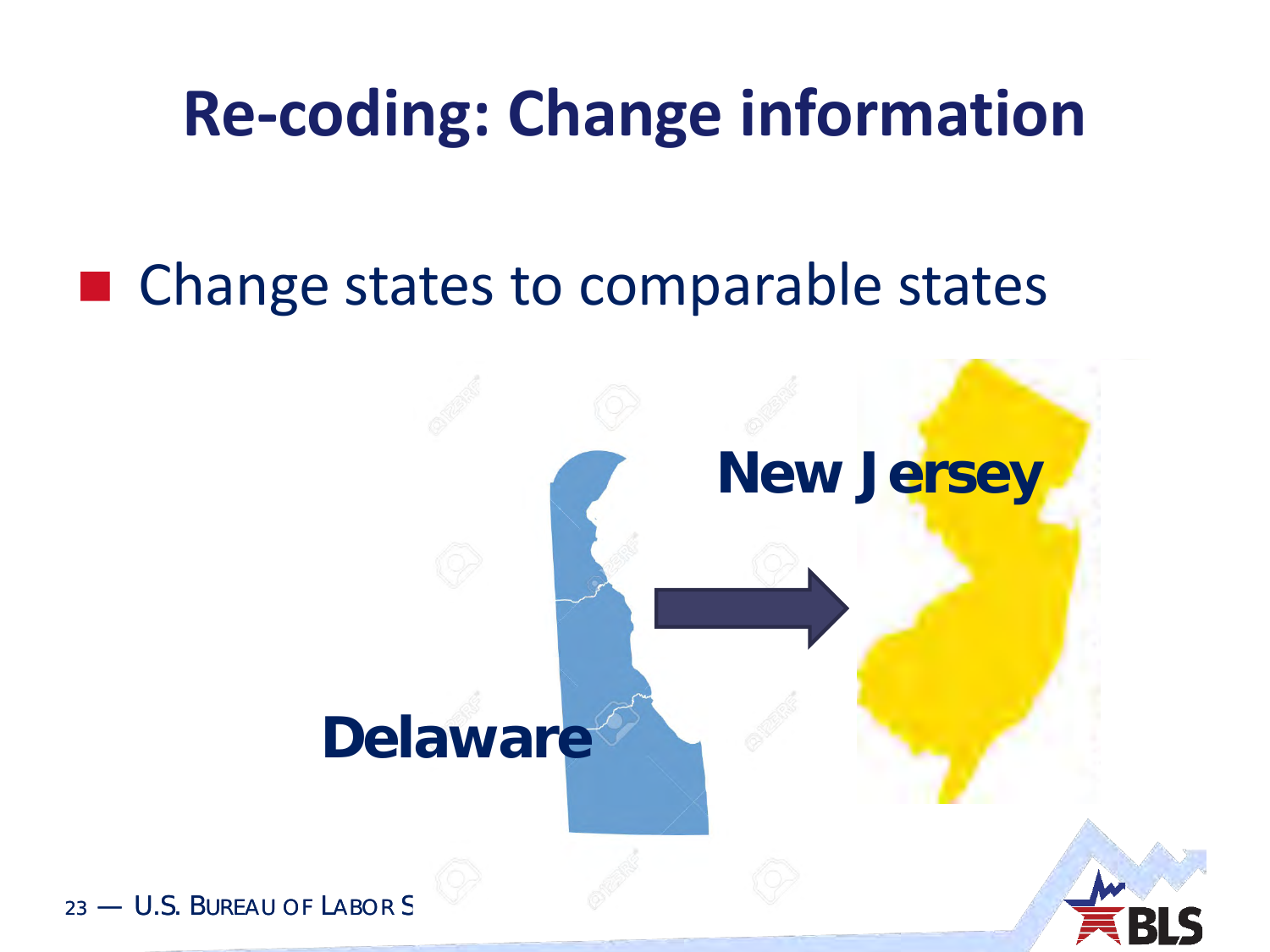# Re-coding: Change information

- Change states to comparable states

Delaware

New Jersey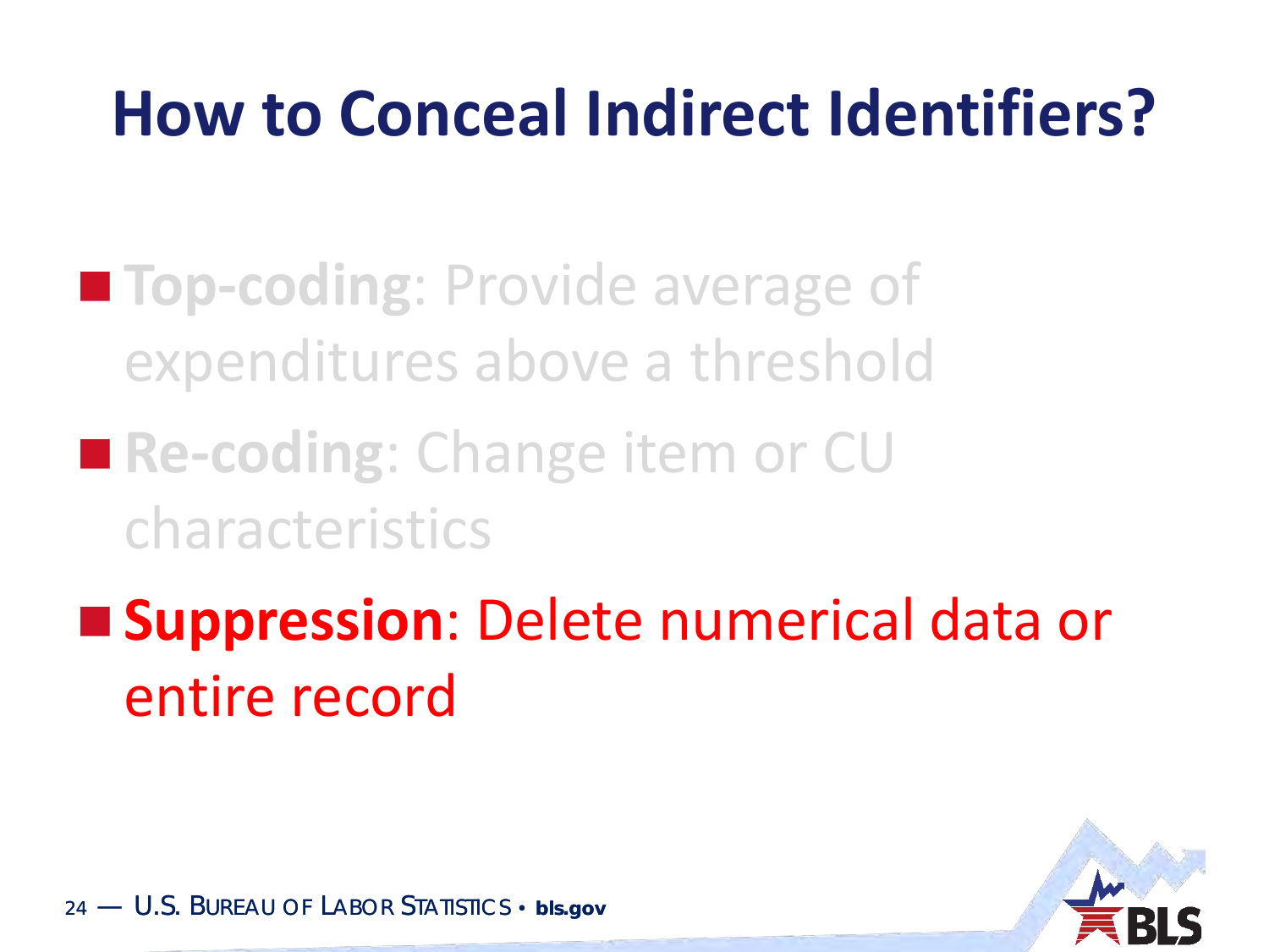# How to Conceal Indirect Identifiers?

- **Top-coding**: Provide average of expenditures above a threshold
- **Re-coding**: Change item or CU characteristics
- **Suppression**: Delete numerical data or entire record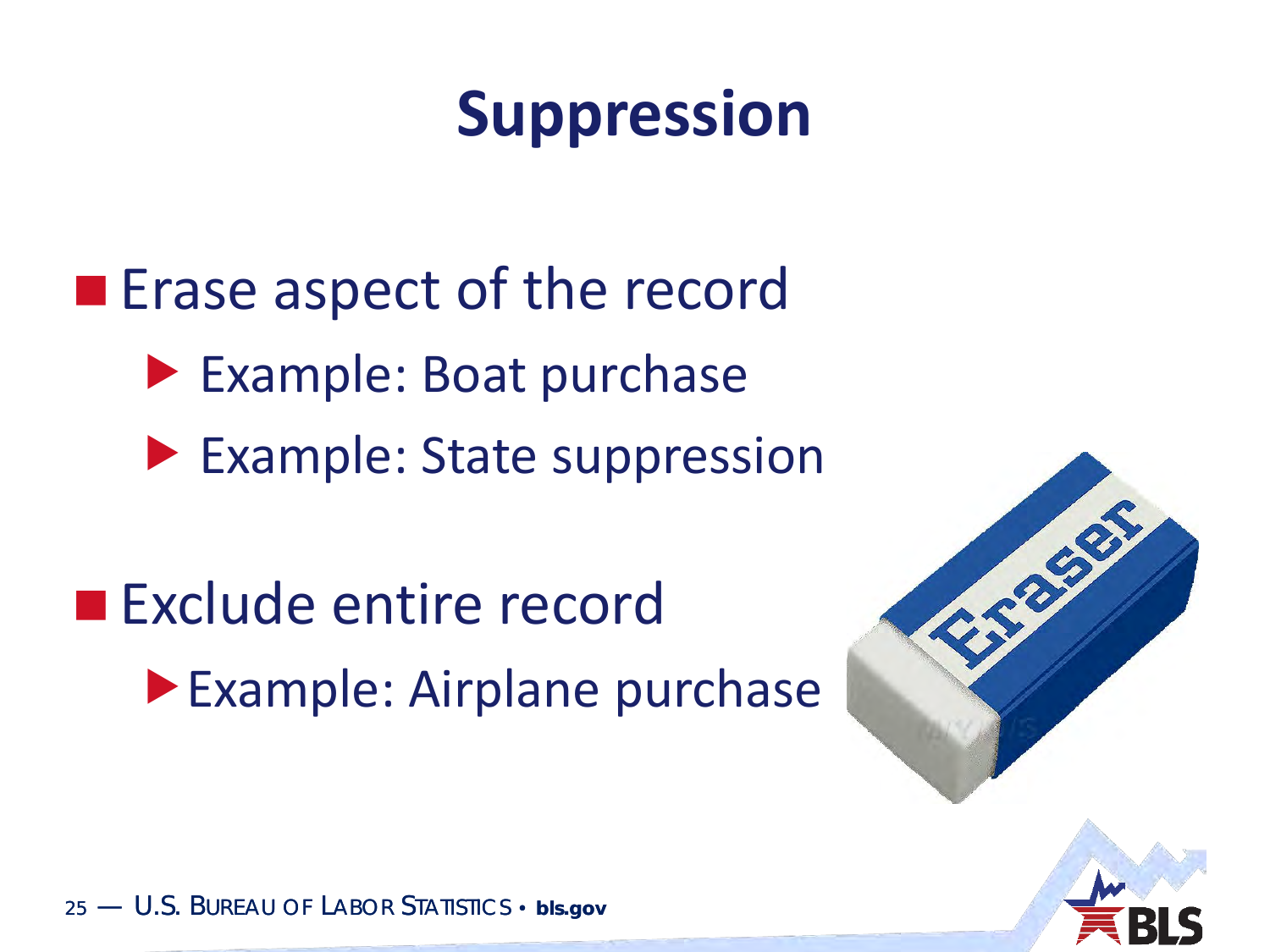# Suppression

- Erase aspect of the record
  - Example: Boat purchase
  - Example: State suppression
- Exclude entire record
  - Example: Airplane purchase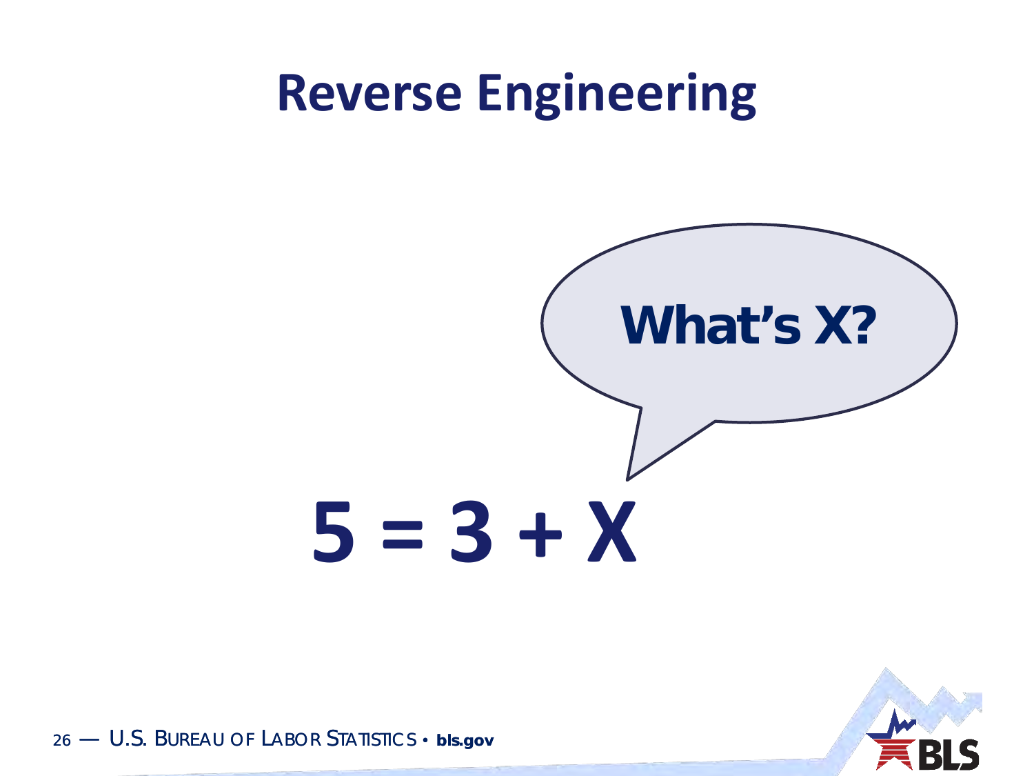# Reverse Engineering

What's X?

$$5 = 3 + X$$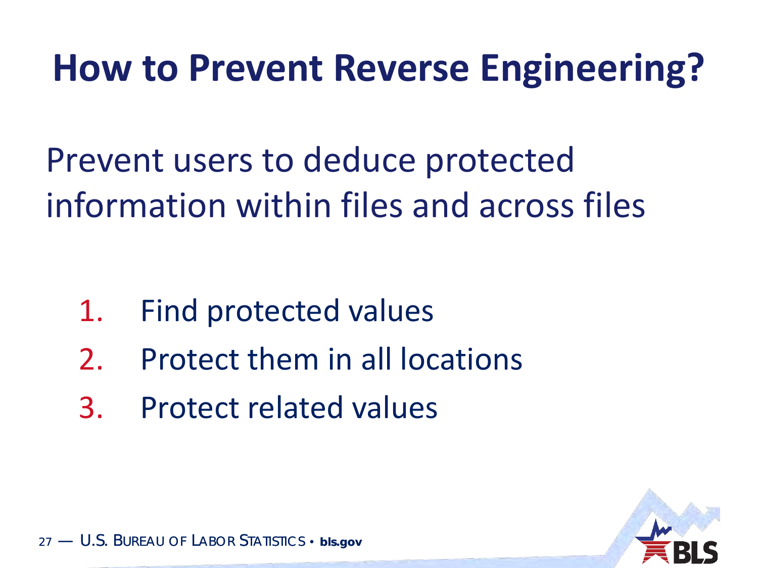# How to Prevent Reverse Engineering?

Prevent users to deduce protected information within files and across files

1. Find protected values
2. Protect them in all locations
3. Protect related values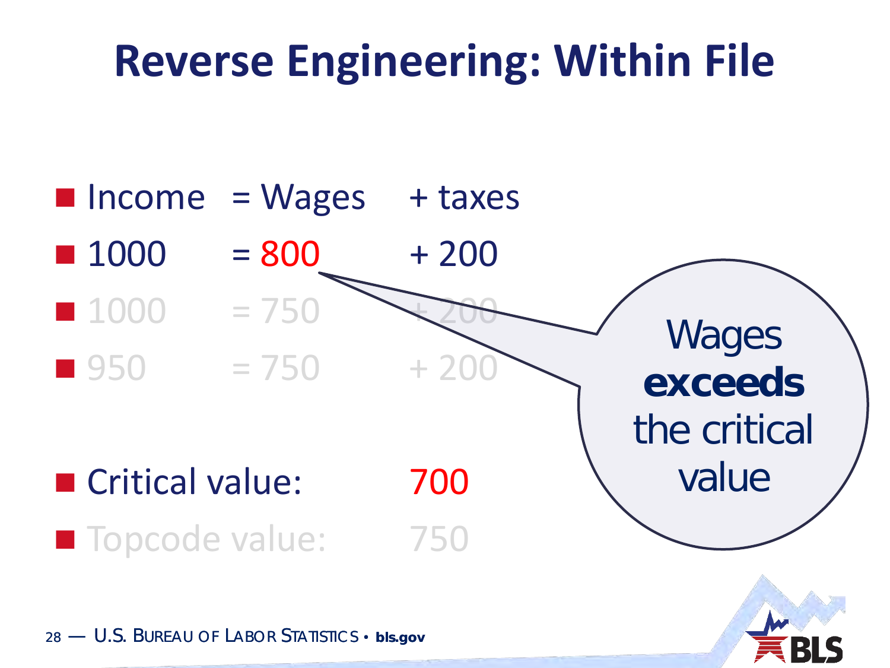# Reverse Engineering: Within File

- Income = Wages + taxes
- 1000 = 800 + 200
- 1000 = 750 + 200
- 950 = 750 + 200

- Critical value: 700
- Topcode value: 750

Wages **exceeds** the critical value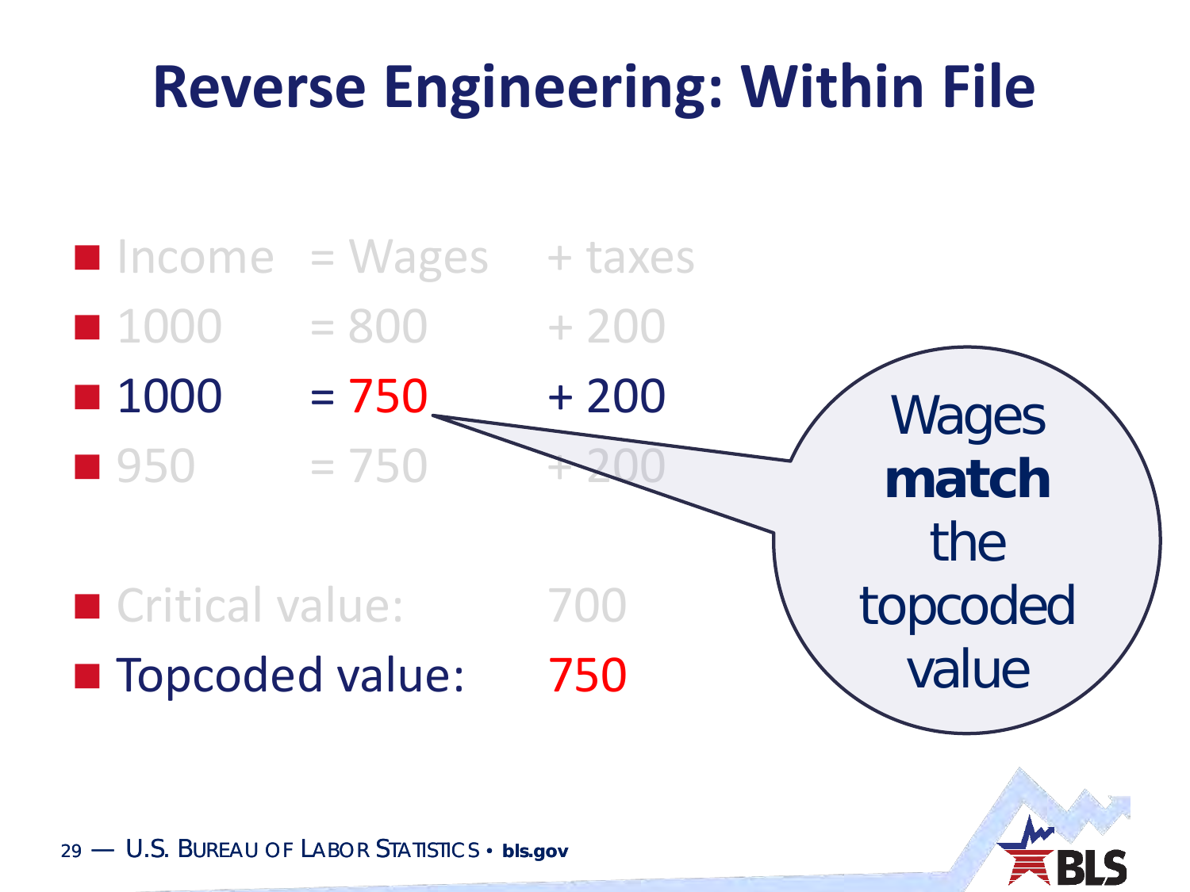# Reverse Engineering: Within File

- Income = Wages + taxes
- 1000 = 800 + 200
- 1000 = 750 + 200
- 950 = 750 + 200

- Critical value: 700
- Topcoded value: 750

Wages **match** the topcoded value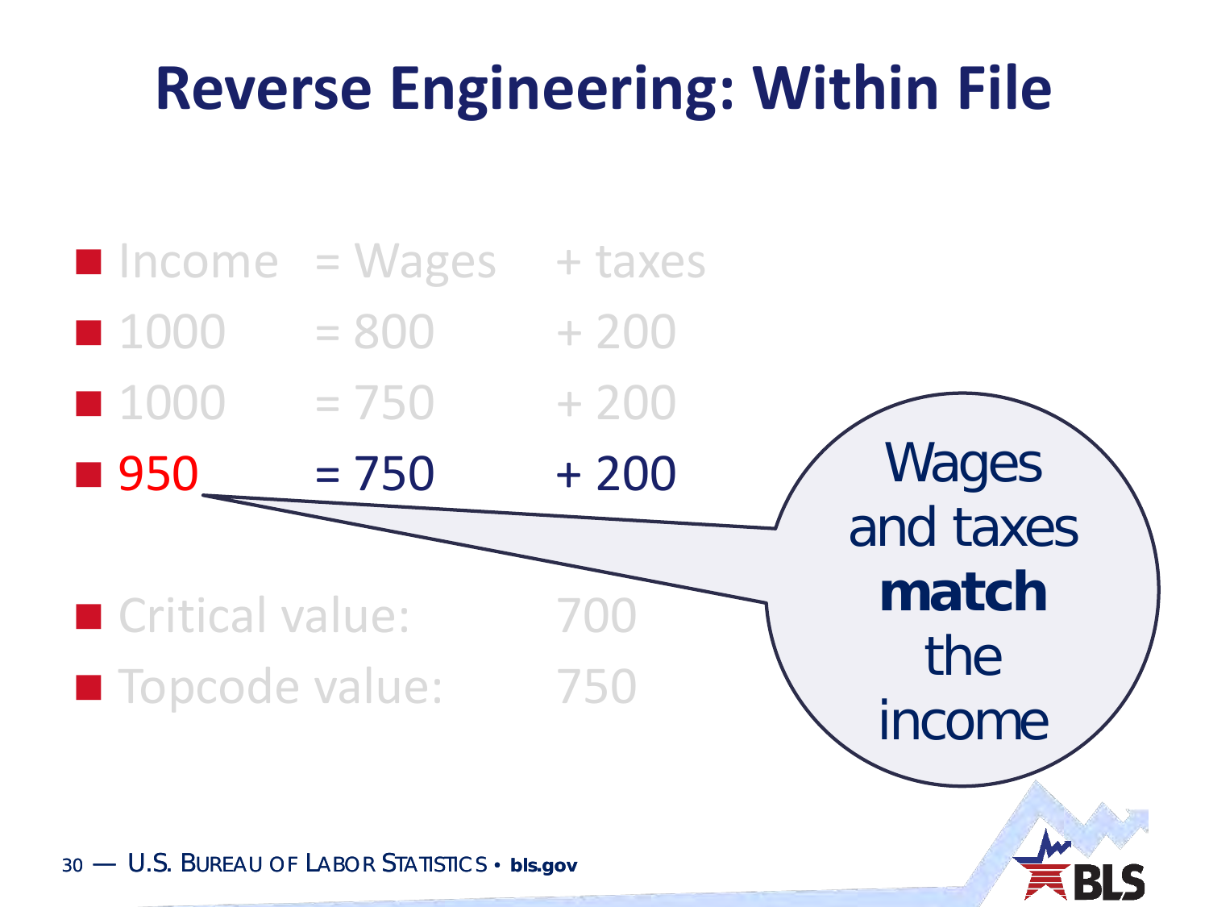# Reverse Engineering: Within File

- Income = Wages + taxes
- 1000 = 800 + 200
- 1000 = 750 + 200
- 950 = 750 + 200

- Critical value: 700
- Topcode value: 750

Wages and taxes **match** the income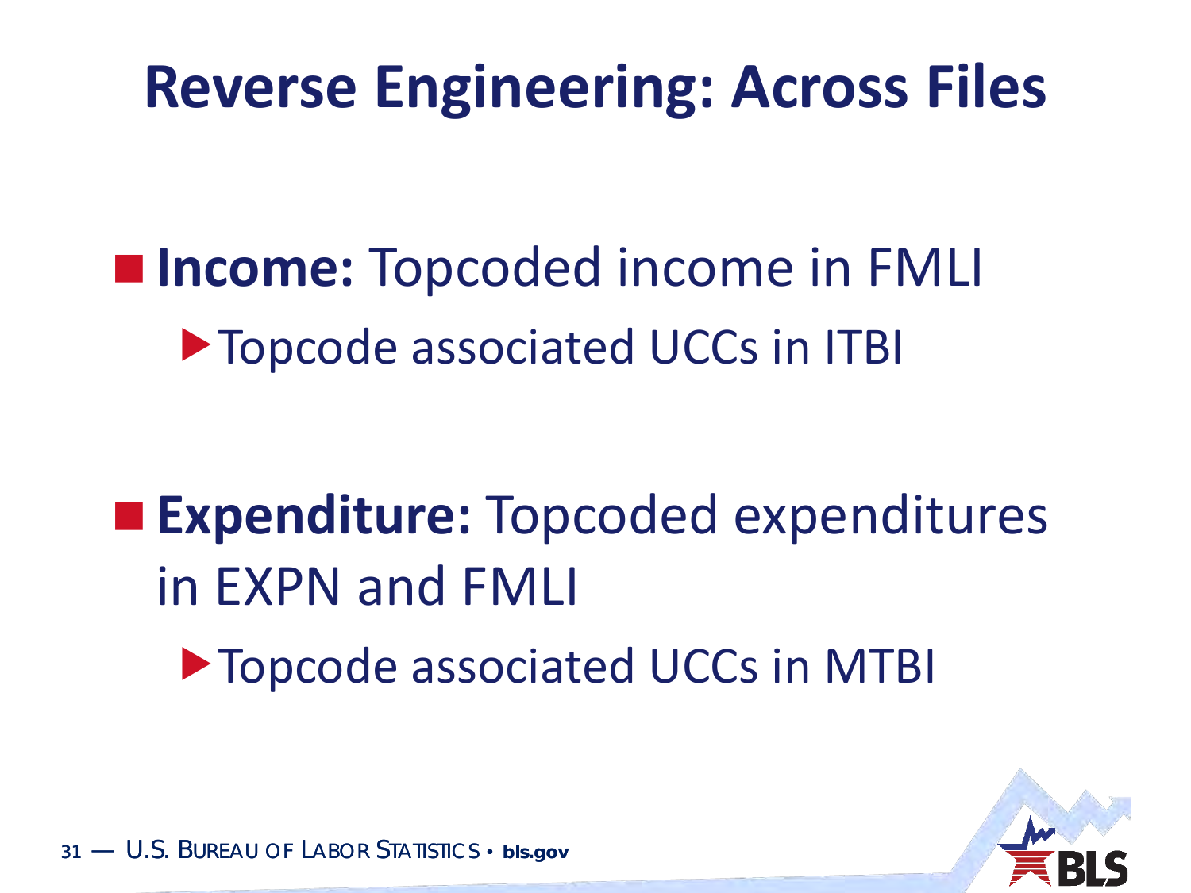# Reverse Engineering: Across Files

- **Income:** Topcoded income in FMLI
  - Topcode associated UCCs in ITBI

- **Expenditure:** Topcoded expenditures in EXPN and FMLI
  - Topcode associated UCCs in MTBI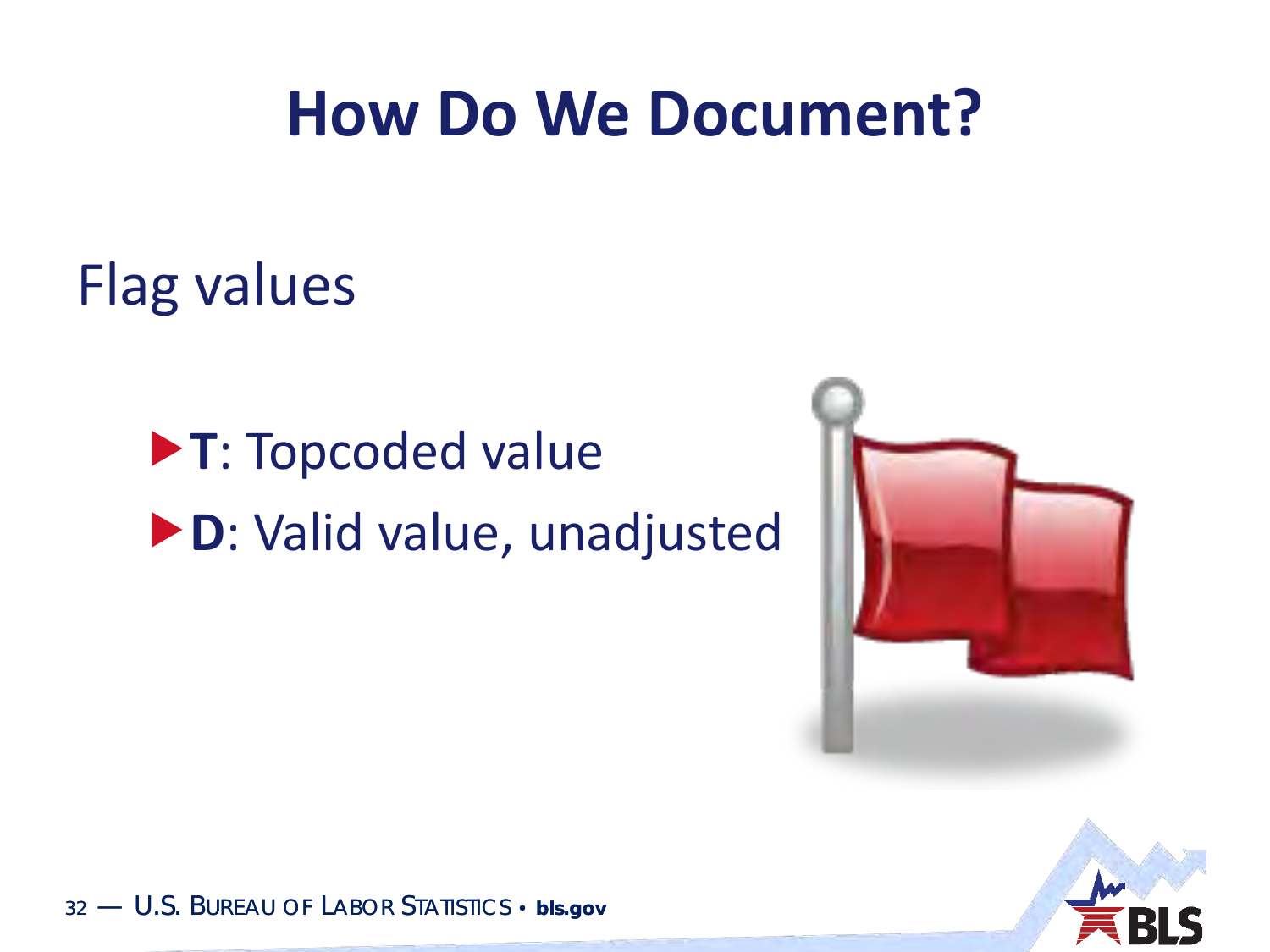# How Do We Document?

Flag values

- **T**: Topcoded value
- **D**: Valid value, unadjusted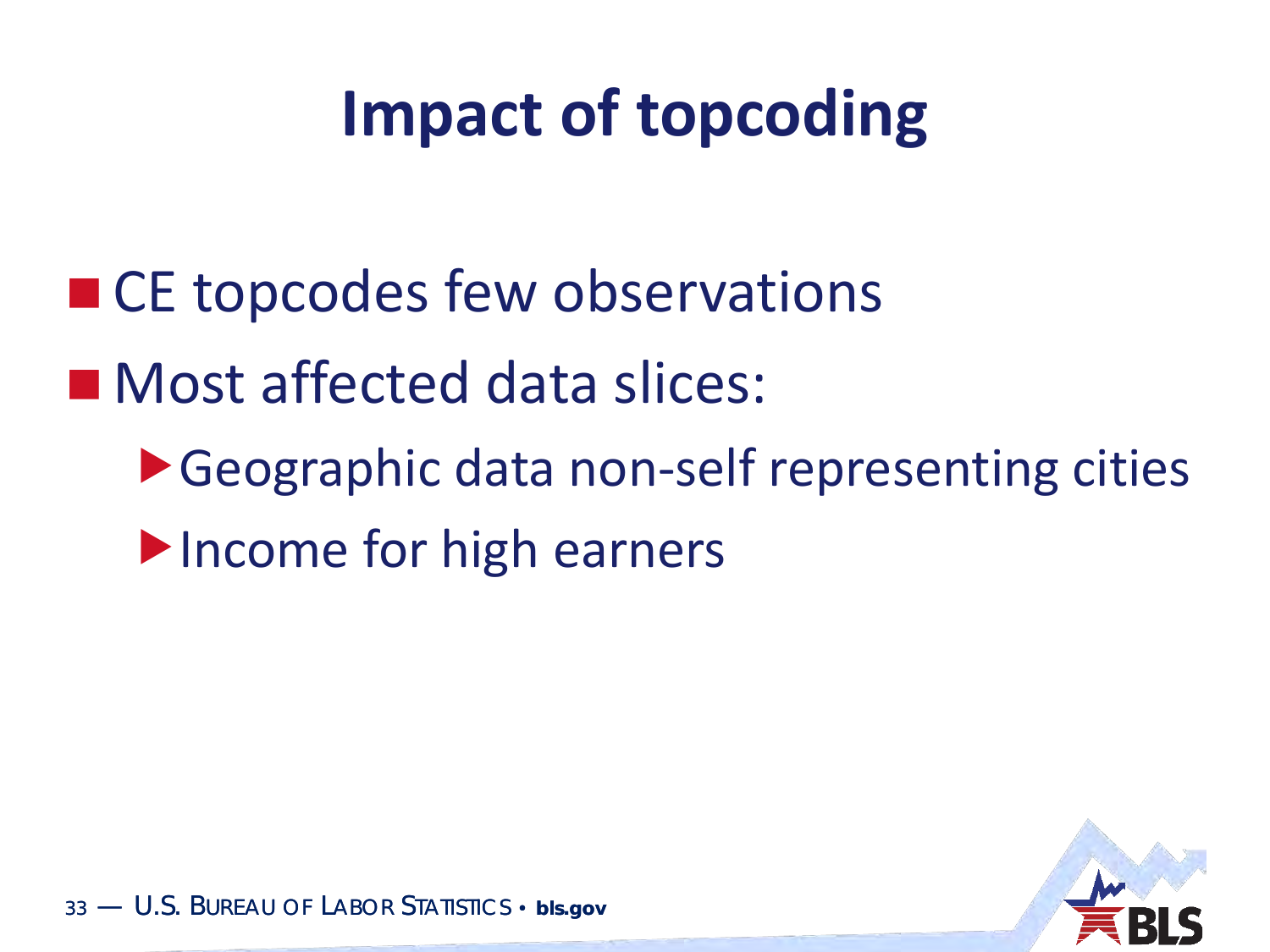# Impact of topcoding

- CE topcodes few observations
- Most affected data slices:
  - Geographic data non-self representing cities
  - Income for high earners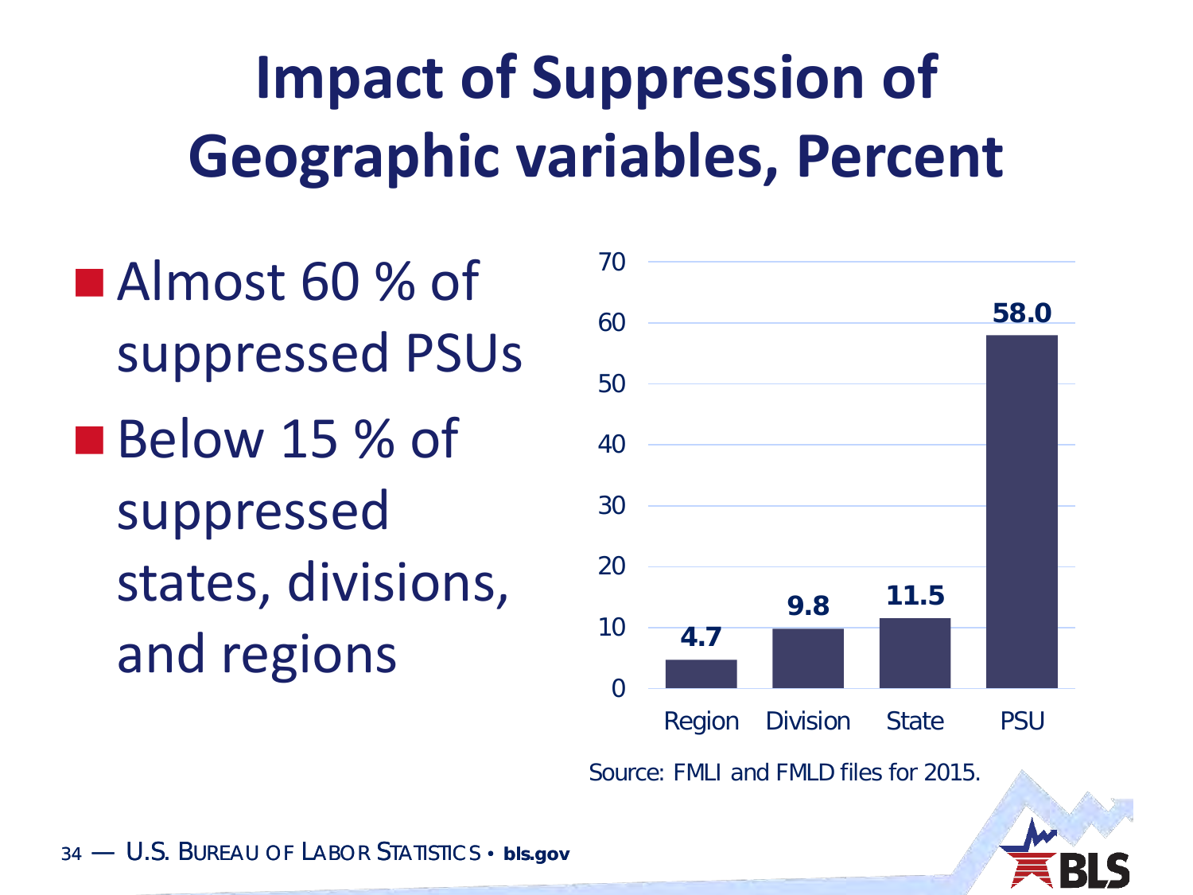# Impact of Suppression of Geographic variables, Percent

- Almost 60 % of suppressed PSUs
- Below 15 % of suppressed states, divisions, and regions

| Geographic variable | Percent |
| --- | --- |
| Region | 4.7 |
| Division | 9.8 |
| State | 11.5 |
| PSU | 58.0 |

Source: FMLI and FMLD files for 2015.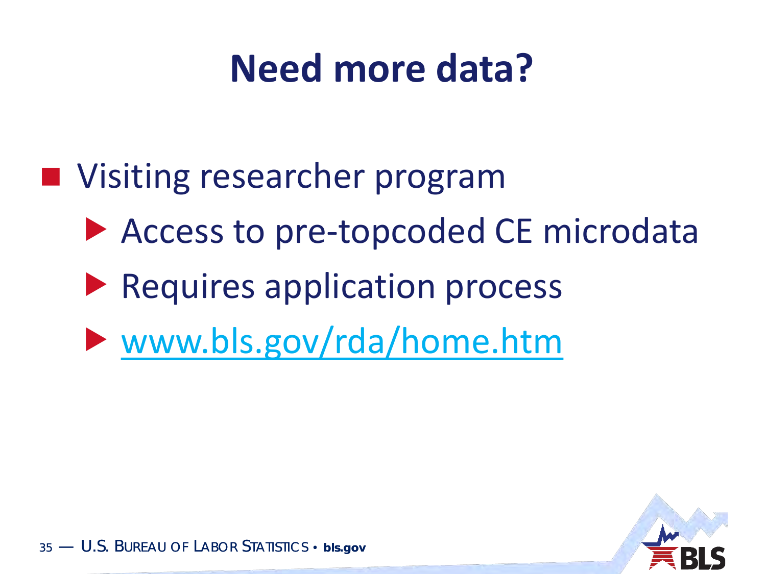# Need more data?

- Visiting researcher program
  - Access to pre-topcoded CE microdata
  - Requires application process
  - [www.bls.gov/rda/home.htm](www.bls.gov/rda/home.htm)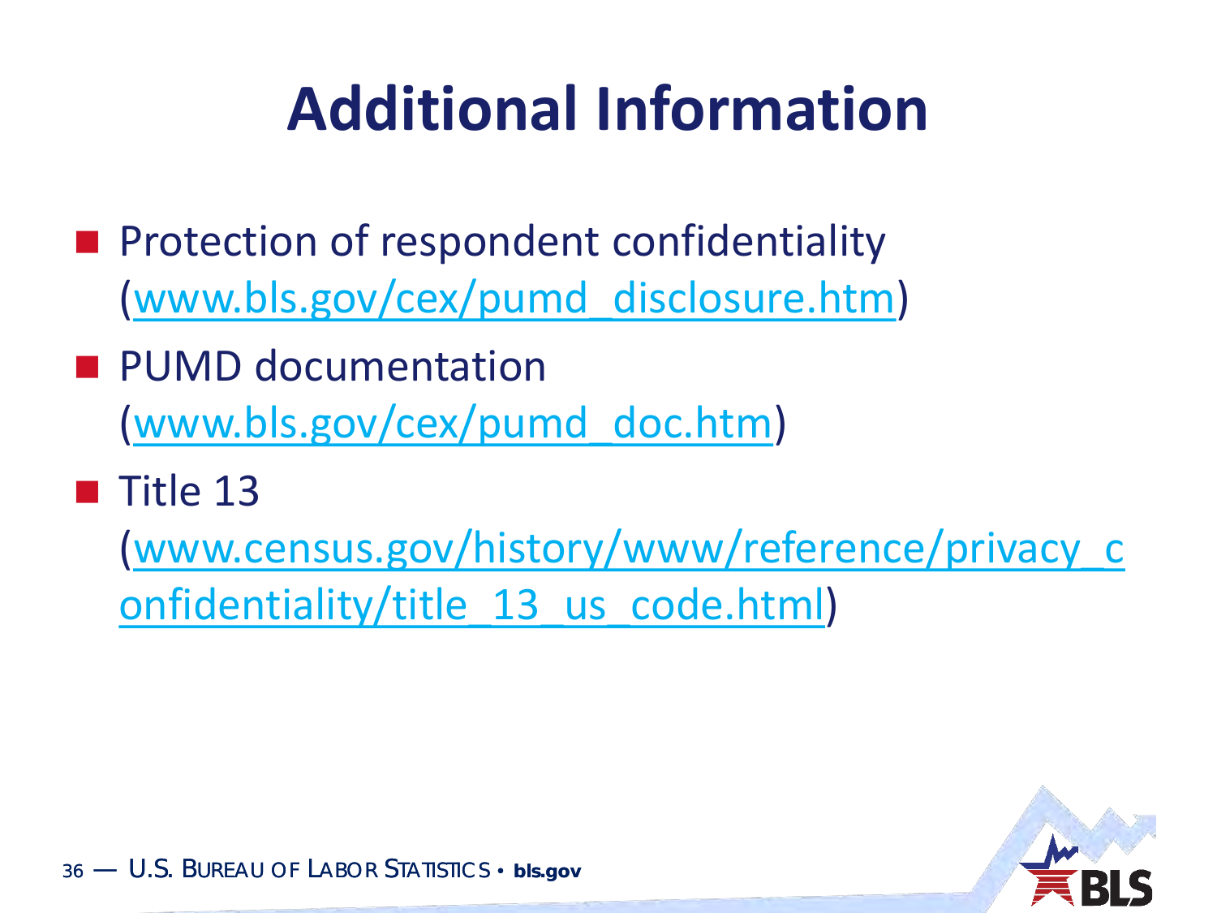# Additional Information

- Protection of respondent confidentiality (www.bls.gov/cex/pumd_disclosure.htm)
- PUMD documentation (www.bls.gov/cex/pumd_doc.htm)
- Title 13 (www.census.gov/history/www/reference/privacy_confidentiality/title_13_us_code.html)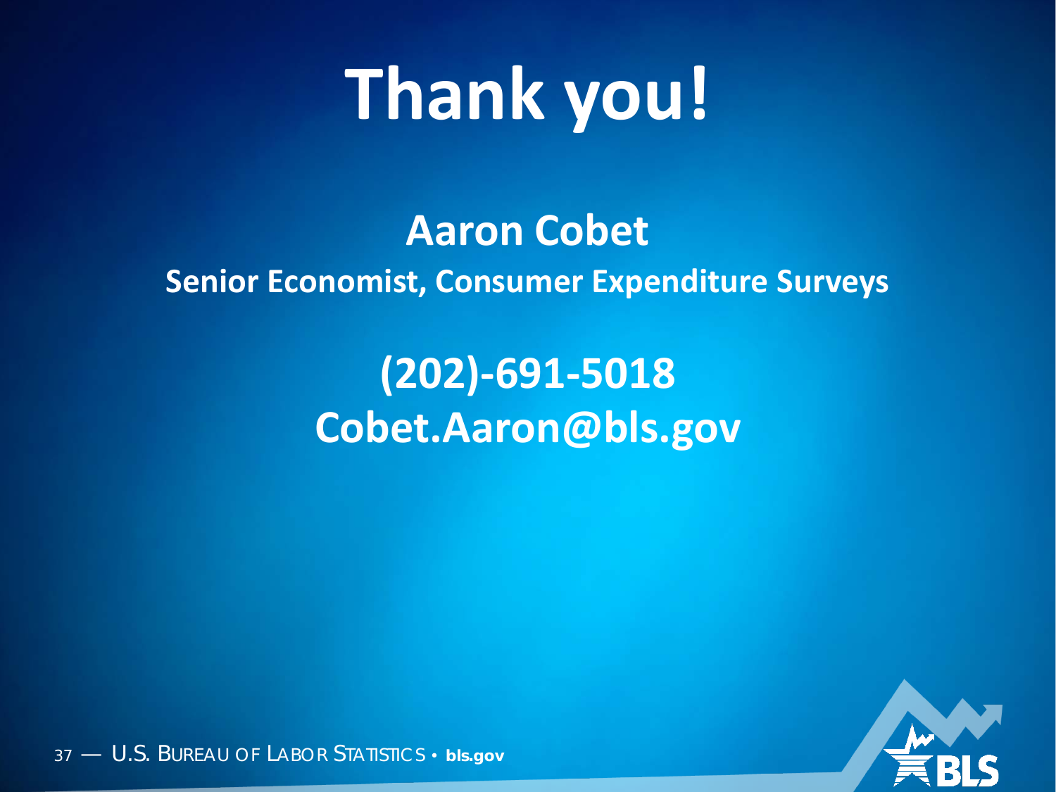# Thank you!

**Aaron Cobet**

**Senior Economist, Consumer Expenditure Surveys**

**(202)-691-5018**

**Cobet.Aaron@bls.gov**